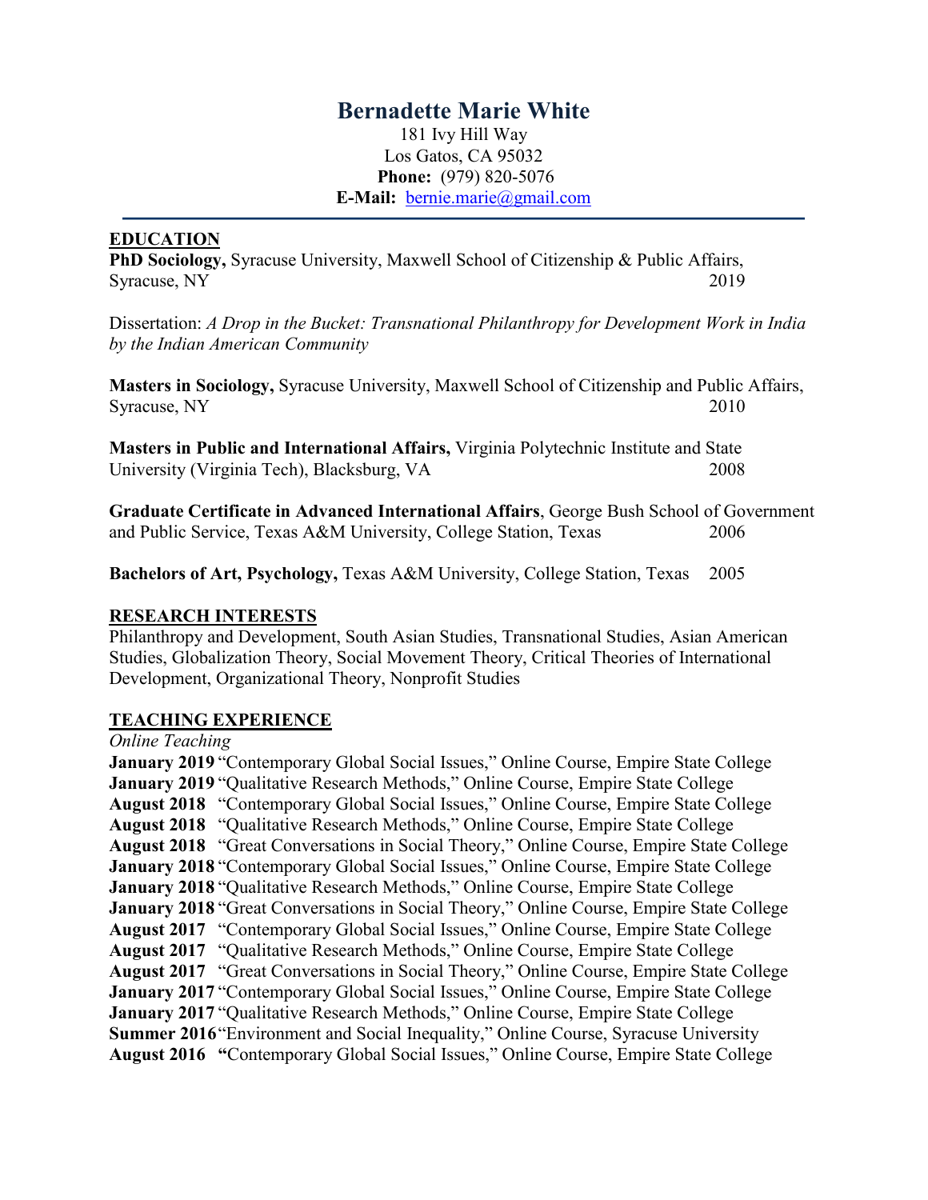# Bernadette Marie White

181 Ivy Hill Way
Los Gatos, CA 95032
**Phone:** (979) 820-5076
**E-Mail:** bernie.marie@gmail.com

---

## EDUCATION

**PhD Sociology,** Syracuse University, Maxwell School of Citizenship & Public Affairs, Syracuse, NY 2019

Dissertation: *A Drop in the Bucket: Transnational Philanthropy for Development Work in India by the Indian American Community*

**Masters in Sociology,** Syracuse University, Maxwell School of Citizenship and Public Affairs, Syracuse, NY 2010

**Masters in Public and International Affairs,** Virginia Polytechnic Institute and State University (Virginia Tech), Blacksburg, VA 2008

**Graduate Certificate in Advanced International Affairs**, George Bush School of Government and Public Service, Texas A&M University, College Station, Texas 2006

**Bachelors of Art, Psychology,** Texas A&M University, College Station, Texas 2005

## RESEARCH INTERESTS

Philanthropy and Development, South Asian Studies, Transnational Studies, Asian American Studies, Globalization Theory, Social Movement Theory, Critical Theories of International Development, Organizational Theory, Nonprofit Studies

## TEACHING EXPERIENCE

*Online Teaching*

**January 2019** "Contemporary Global Social Issues," Online Course, Empire State College
**January 2019** "Qualitative Research Methods," Online Course, Empire State College
**August 2018** "Contemporary Global Social Issues," Online Course, Empire State College
**August 2018** "Qualitative Research Methods," Online Course, Empire State College
**August 2018** "Great Conversations in Social Theory," Online Course, Empire State College
**January 2018** "Contemporary Global Social Issues," Online Course, Empire State College
**January 2018** "Qualitative Research Methods," Online Course, Empire State College
**January 2018** "Great Conversations in Social Theory," Online Course, Empire State College
**August 2017** "Contemporary Global Social Issues," Online Course, Empire State College
**August 2017** "Qualitative Research Methods," Online Course, Empire State College
**August 2017** "Great Conversations in Social Theory," Online Course, Empire State College
**January 2017** "Contemporary Global Social Issues," Online Course, Empire State College
**January 2017** "Qualitative Research Methods," Online Course, Empire State College
**Summer 2016** "Environment and Social Inequality," Online Course, Syracuse University
**August 2016** "Contemporary Global Social Issues," Online Course, Empire State College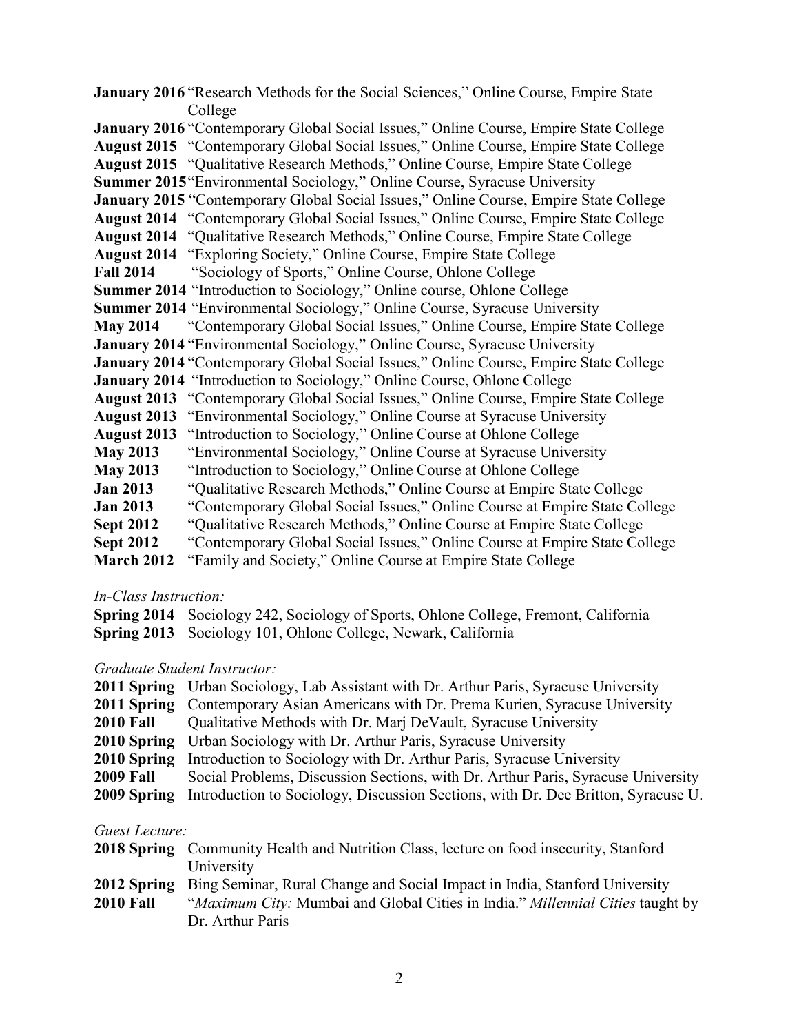**January 2016** "Research Methods for the Social Sciences," Online Course, Empire State College

**January 2016** "Contemporary Global Social Issues," Online Course, Empire State College

**August 2015** "Contemporary Global Social Issues," Online Course, Empire State College

**August 2015** "Qualitative Research Methods," Online Course, Empire State College

**Summer 2015** "Environmental Sociology," Online Course, Syracuse University

**January 2015** "Contemporary Global Social Issues," Online Course, Empire State College

**August 2014** "Contemporary Global Social Issues," Online Course, Empire State College

**August 2014** "Qualitative Research Methods," Online Course, Empire State College

**August 2014** "Exploring Society," Online Course, Empire State College

**Fall 2014** "Sociology of Sports," Online Course, Ohlone College

**Summer 2014** "Introduction to Sociology," Online course, Ohlone College

**Summer 2014** "Environmental Sociology," Online Course, Syracuse University

**May 2014** "Contemporary Global Social Issues," Online Course, Empire State College

**January 2014** "Environmental Sociology," Online Course, Syracuse University

**January 2014** "Contemporary Global Social Issues," Online Course, Empire State College

**January 2014** "Introduction to Sociology," Online Course, Ohlone College

**August 2013** "Contemporary Global Social Issues," Online Course, Empire State College

**August 2013** "Environmental Sociology," Online Course at Syracuse University

**August 2013** "Introduction to Sociology," Online Course at Ohlone College

**May 2013** "Environmental Sociology," Online Course at Syracuse University

**May 2013** "Introduction to Sociology," Online Course at Ohlone College

**Jan 2013** "Qualitative Research Methods," Online Course at Empire State College

**Jan 2013** "Contemporary Global Social Issues," Online Course at Empire State College

**Sept 2012** "Qualitative Research Methods," Online Course at Empire State College

**Sept 2012** "Contemporary Global Social Issues," Online Course at Empire State College

**March 2012** "Family and Society," Online Course at Empire State College

*In-Class Instruction:*

**Spring 2014** Sociology 242, Sociology of Sports, Ohlone College, Fremont, California

**Spring 2013** Sociology 101, Ohlone College, Newark, California

*Graduate Student Instructor:*

**2011 Spring** Urban Sociology, Lab Assistant with Dr. Arthur Paris, Syracuse University

**2011 Spring** Contemporary Asian Americans with Dr. Prema Kurien, Syracuse University

**2010 Fall** Qualitative Methods with Dr. Marj DeVault, Syracuse University

**2010 Spring** Urban Sociology with Dr. Arthur Paris, Syracuse University

**2010 Spring** Introduction to Sociology with Dr. Arthur Paris, Syracuse University

**2009 Fall** Social Problems, Discussion Sections, with Dr. Arthur Paris, Syracuse University

**2009 Spring** Introduction to Sociology, Discussion Sections, with Dr. Dee Britton, Syracuse U.

*Guest Lecture:*

**2018 Spring** Community Health and Nutrition Class, lecture on food insecurity, Stanford University

**2012 Spring** Bing Seminar, Rural Change and Social Impact in India, Stanford University

**2010 Fall** "*Maximum City:* Mumbai and Global Cities in India." *Millennial Cities* taught by Dr. Arthur Paris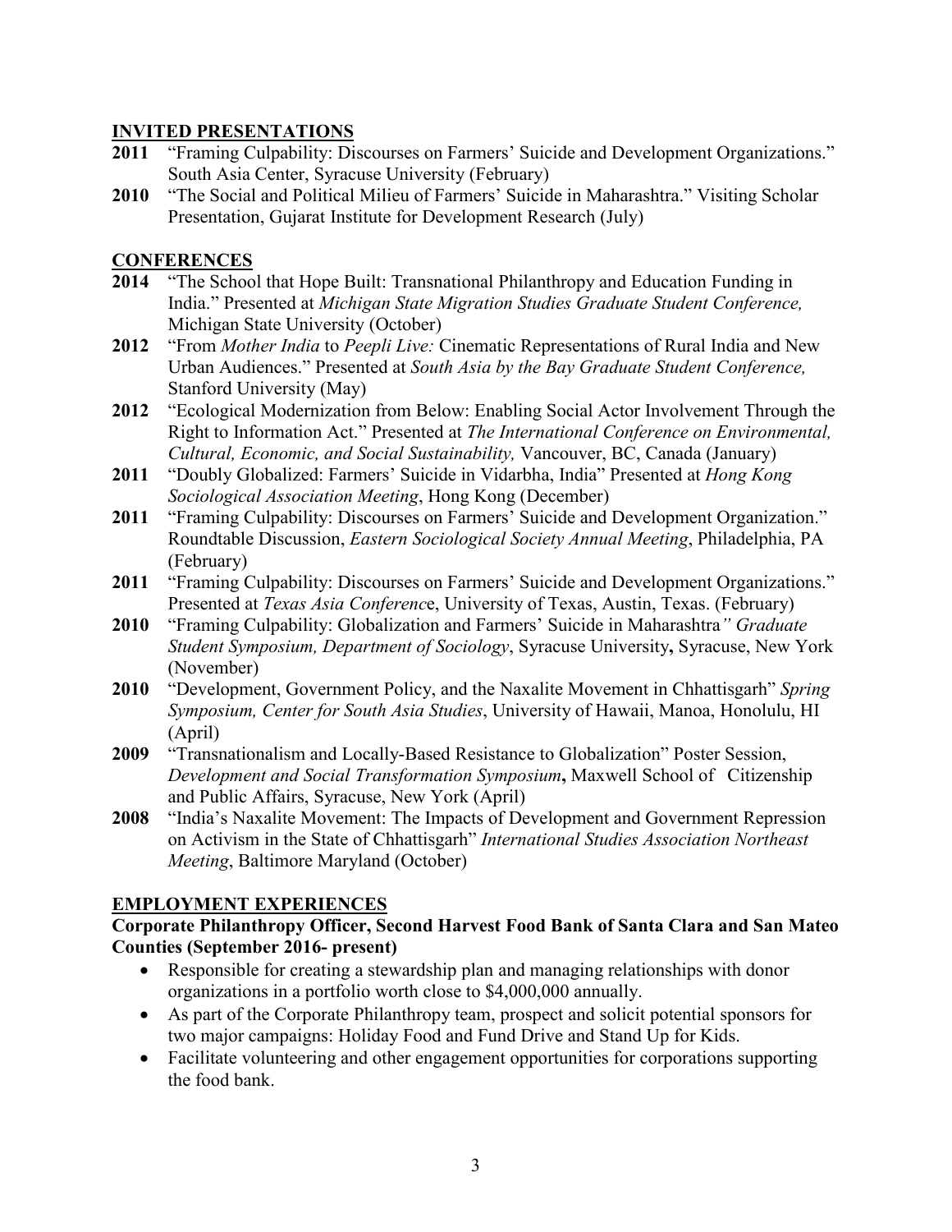## INVITED PRESENTATIONS

**2011** "Framing Culpability: Discourses on Farmers' Suicide and Development Organizations." South Asia Center, Syracuse University (February)

**2010** "The Social and Political Milieu of Farmers' Suicide in Maharashtra." Visiting Scholar Presentation, Gujarat Institute for Development Research (July)

## CONFERENCES

**2014** "The School that Hope Built: Transnational Philanthropy and Education Funding in India." Presented at *Michigan State Migration Studies Graduate Student Conference,* Michigan State University (October)

**2012** "From *Mother India* to *Peepli Live:* Cinematic Representations of Rural India and New Urban Audiences." Presented at *South Asia by the Bay Graduate Student Conference,* Stanford University (May)

**2012** "Ecological Modernization from Below: Enabling Social Actor Involvement Through the Right to Information Act." Presented at *The International Conference on Environmental, Cultural, Economic, and Social Sustainability,* Vancouver, BC, Canada (January)

**2011** "Doubly Globalized: Farmers' Suicide in Vidarbha, India" Presented at *Hong Kong Sociological Association Meeting*, Hong Kong (December)

**2011** "Framing Culpability: Discourses on Farmers' Suicide and Development Organization." Roundtable Discussion, *Eastern Sociological Society Annual Meeting*, Philadelphia, PA (February)

**2011** "Framing Culpability: Discourses on Farmers' Suicide and Development Organizations." Presented at *Texas Asia Conferenc*e, University of Texas, Austin, Texas. (February)

**2010** "Framing Culpability: Globalization and Farmers' Suicide in Maharashtra*" Graduate Student Symposium, Department of Sociology*, Syracuse University**,** Syracuse, New York (November)

**2010** "Development, Government Policy, and the Naxalite Movement in Chhattisgarh" *Spring Symposium, Center for South Asia Studies*, University of Hawaii, Manoa, Honolulu, HI (April)

**2009** "Transnationalism and Locally-Based Resistance to Globalization" Poster Session, *Development and Social Transformation Symposium***,** Maxwell School of Citizenship and Public Affairs, Syracuse, New York (April)

**2008** "India's Naxalite Movement: The Impacts of Development and Government Repression on Activism in the State of Chhattisgarh" *International Studies Association Northeast Meeting*, Baltimore Maryland (October)

## EMPLOYMENT EXPERIENCES

**Corporate Philanthropy Officer, Second Harvest Food Bank of Santa Clara and San Mateo Counties (September 2016- present)**

- Responsible for creating a stewardship plan and managing relationships with donor organizations in a portfolio worth close to $4,000,000 annually.
- As part of the Corporate Philanthropy team, prospect and solicit potential sponsors for two major campaigns: Holiday Food and Fund Drive and Stand Up for Kids.
- Facilitate volunteering and other engagement opportunities for corporations supporting the food bank.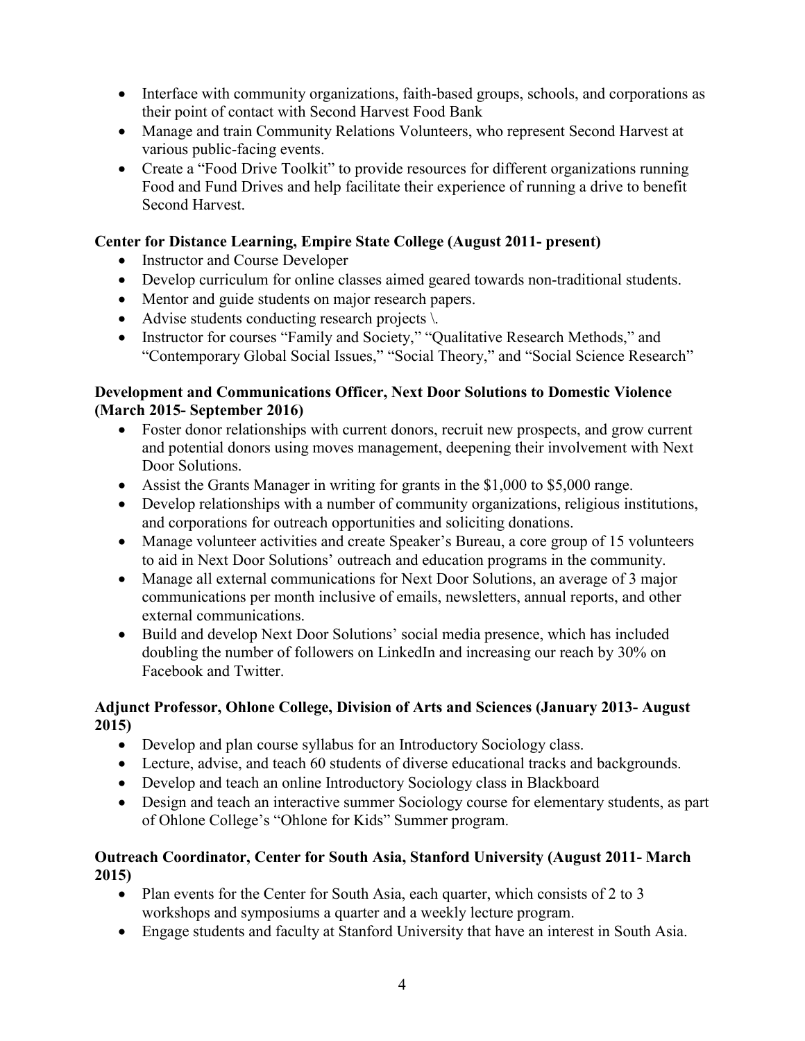- Interface with community organizations, faith-based groups, schools, and corporations as their point of contact with Second Harvest Food Bank
- Manage and train Community Relations Volunteers, who represent Second Harvest at various public-facing events.
- Create a "Food Drive Toolkit" to provide resources for different organizations running Food and Fund Drives and help facilitate their experience of running a drive to benefit Second Harvest.

**Center for Distance Learning, Empire State College (August 2011- present)**

- Instructor and Course Developer
- Develop curriculum for online classes aimed geared towards non-traditional students.
- Mentor and guide students on major research papers.
- Advise students conducting research projects \.
- Instructor for courses "Family and Society," "Qualitative Research Methods," and "Contemporary Global Social Issues," "Social Theory," and "Social Science Research"

**Development and Communications Officer, Next Door Solutions to Domestic Violence (March 2015- September 2016)**

- Foster donor relationships with current donors, recruit new prospects, and grow current and potential donors using moves management, deepening their involvement with Next Door Solutions.
- Assist the Grants Manager in writing for grants in the $1,000 to $5,000 range.
- Develop relationships with a number of community organizations, religious institutions, and corporations for outreach opportunities and soliciting donations.
- Manage volunteer activities and create Speaker's Bureau, a core group of 15 volunteers to aid in Next Door Solutions' outreach and education programs in the community.
- Manage all external communications for Next Door Solutions, an average of 3 major communications per month inclusive of emails, newsletters, annual reports, and other external communications.
- Build and develop Next Door Solutions' social media presence, which has included doubling the number of followers on LinkedIn and increasing our reach by 30% on Facebook and Twitter.

**Adjunct Professor, Ohlone College, Division of Arts and Sciences (January 2013- August 2015)**

- Develop and plan course syllabus for an Introductory Sociology class.
- Lecture, advise, and teach 60 students of diverse educational tracks and backgrounds.
- Develop and teach an online Introductory Sociology class in Blackboard
- Design and teach an interactive summer Sociology course for elementary students, as part of Ohlone College's "Ohlone for Kids" Summer program.

**Outreach Coordinator, Center for South Asia, Stanford University (August 2011- March 2015)**

- Plan events for the Center for South Asia, each quarter, which consists of 2 to 3 workshops and symposiums a quarter and a weekly lecture program.
- Engage students and faculty at Stanford University that have an interest in South Asia.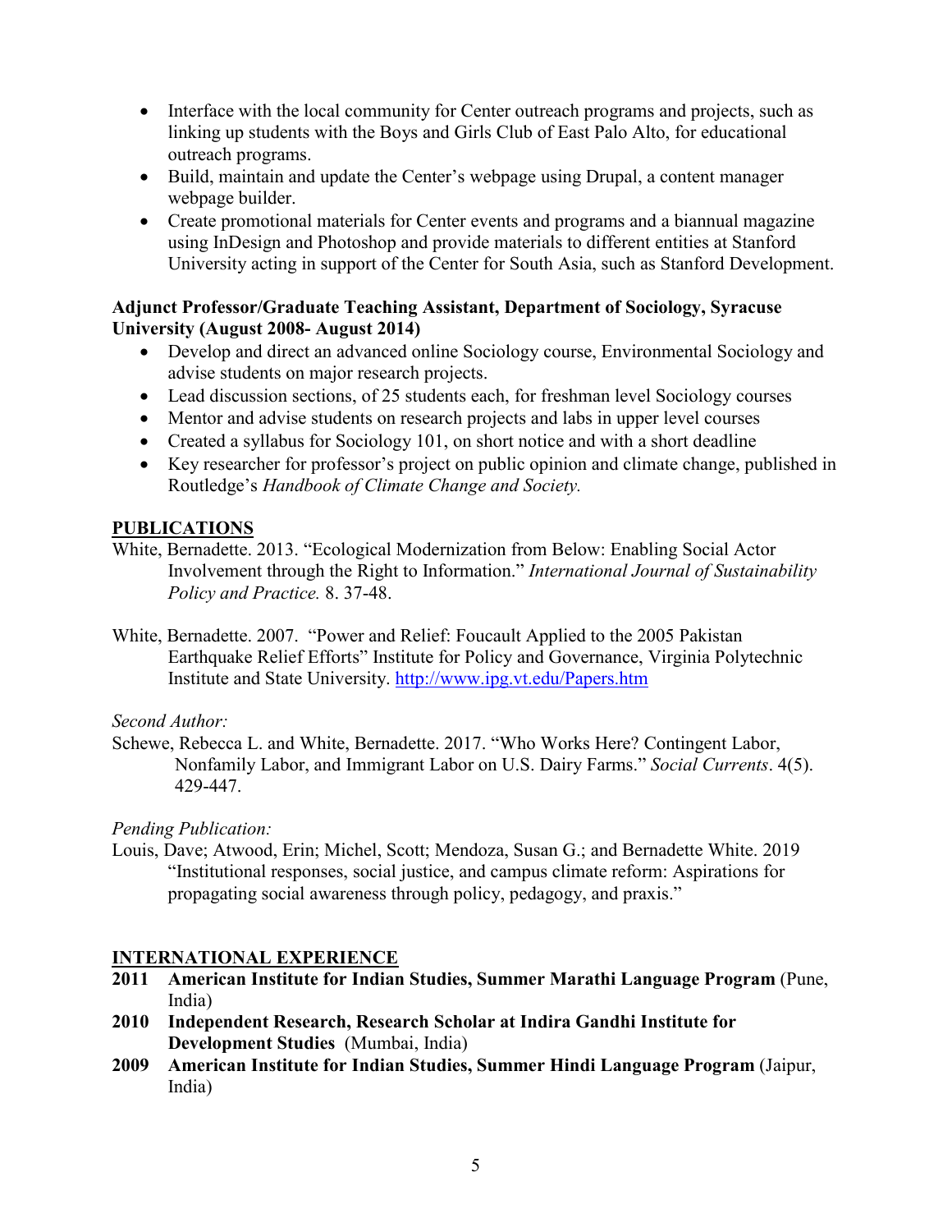- Interface with the local community for Center outreach programs and projects, such as linking up students with the Boys and Girls Club of East Palo Alto, for educational outreach programs.
- Build, maintain and update the Center's webpage using Drupal, a content manager webpage builder.
- Create promotional materials for Center events and programs and a biannual magazine using InDesign and Photoshop and provide materials to different entities at Stanford University acting in support of the Center for South Asia, such as Stanford Development.

**Adjunct Professor/Graduate Teaching Assistant, Department of Sociology, Syracuse University (August 2008- August 2014)**

- Develop and direct an advanced online Sociology course, Environmental Sociology and advise students on major research projects.
- Lead discussion sections, of 25 students each, for freshman level Sociology courses
- Mentor and advise students on research projects and labs in upper level courses
- Created a syllabus for Sociology 101, on short notice and with a short deadline
- Key researcher for professor's project on public opinion and climate change, published in Routledge's *Handbook of Climate Change and Society.*

## PUBLICATIONS

White, Bernadette. 2013. "Ecological Modernization from Below: Enabling Social Actor Involvement through the Right to Information." *International Journal of Sustainability Policy and Practice.* 8. 37-48.

White, Bernadette. 2007. "Power and Relief: Foucault Applied to the 2005 Pakistan Earthquake Relief Efforts" Institute for Policy and Governance, Virginia Polytechnic Institute and State University. http://www.ipg.vt.edu/Papers.htm

*Second Author:*

Schewe, Rebecca L. and White, Bernadette. 2017. "Who Works Here? Contingent Labor, Nonfamily Labor, and Immigrant Labor on U.S. Dairy Farms." *Social Currents*. 4(5). 429-447.

*Pending Publication:*

Louis, Dave; Atwood, Erin; Michel, Scott; Mendoza, Susan G.; and Bernadette White. 2019 "Institutional responses, social justice, and campus climate reform: Aspirations for propagating social awareness through policy, pedagogy, and praxis."

## INTERNATIONAL EXPERIENCE

**2011 American Institute for Indian Studies, Summer Marathi Language Program** (Pune, India)

**2010 Independent Research, Research Scholar at Indira Gandhi Institute for Development Studies** (Mumbai, India)

**2009 American Institute for Indian Studies, Summer Hindi Language Program** (Jaipur, India)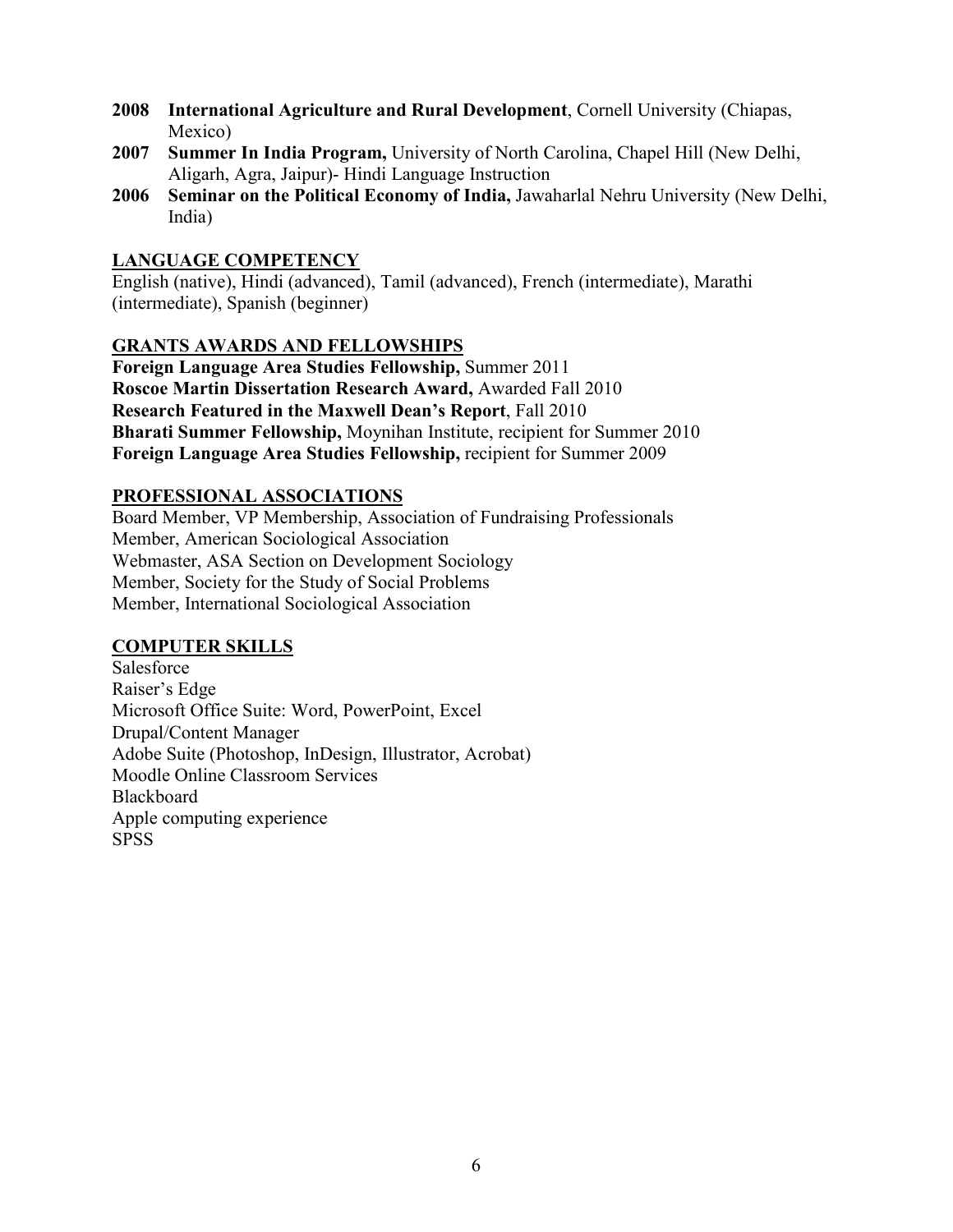**2008 International Agriculture and Rural Development**, Cornell University (Chiapas, Mexico)

**2007 Summer In India Program,** University of North Carolina, Chapel Hill (New Delhi, Aligarh, Agra, Jaipur)- Hindi Language Instruction

**2006 Seminar on the Political Economy of India,** Jawaharlal Nehru University (New Delhi, India)

## LANGUAGE COMPETENCY

English (native), Hindi (advanced), Tamil (advanced), French (intermediate), Marathi (intermediate), Spanish (beginner)

## GRANTS AWARDS AND FELLOWSHIPS

**Foreign Language Area Studies Fellowship,** Summer 2011
**Roscoe Martin Dissertation Research Award,** Awarded Fall 2010
**Research Featured in the Maxwell Dean's Report**, Fall 2010
**Bharati Summer Fellowship,** Moynihan Institute, recipient for Summer 2010
**Foreign Language Area Studies Fellowship,** recipient for Summer 2009

## PROFESSIONAL ASSOCIATIONS

Board Member, VP Membership, Association of Fundraising Professionals
Member, American Sociological Association
Webmaster, ASA Section on Development Sociology
Member, Society for the Study of Social Problems
Member, International Sociological Association

## COMPUTER SKILLS

Salesforce
Raiser's Edge
Microsoft Office Suite: Word, PowerPoint, Excel
Drupal/Content Manager
Adobe Suite (Photoshop, InDesign, Illustrator, Acrobat)
Moodle Online Classroom Services
Blackboard
Apple computing experience
SPSS